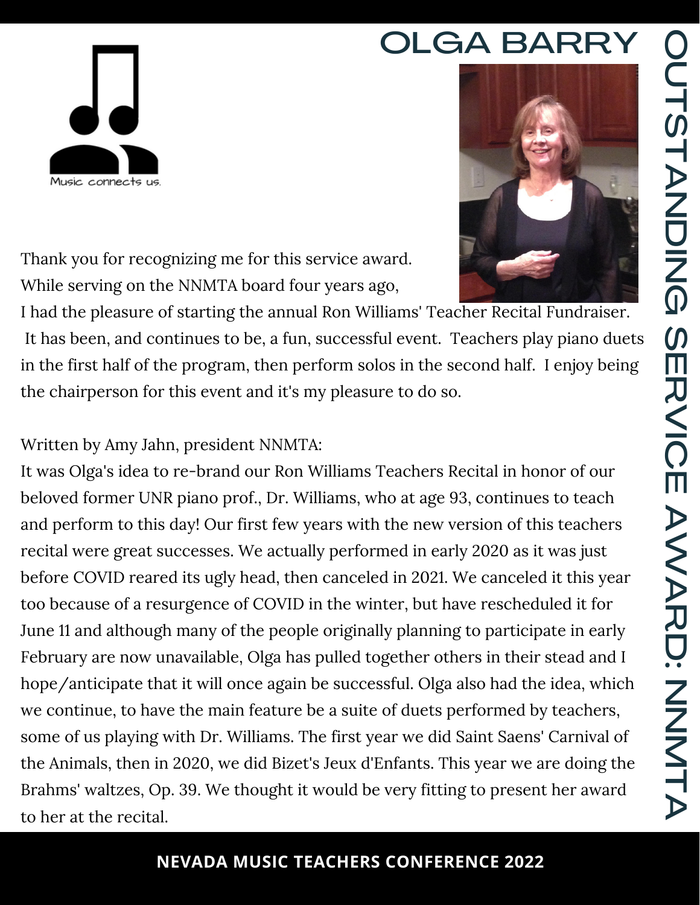# OLGA BARRY

## OUTSTANDING SERVICE AWARD: NNMTA

Music connects us.

Thank you for recognizing me for this service award. While serving on the NNMTA board four years ago, I had the pleasure of starting the annual Ron Williams' Teacher Recital Fundraiser. It has been, and continues to be, a fun, successful event. Teachers play piano duets in the first half of the program, then perform solos in the second half. I enjoy being the chairperson for this event and it's my pleasure to do so.

Written by Amy Jahn, president NNMTA:

It was Olga's idea to re-brand our Ron Williams Teachers Recital in honor of our beloved former UNR piano prof., Dr. Williams, who at age 93, continues to teach and perform to this day! Our first few years with the new version of this teachers recital were great successes. We actually performed in early 2020 as it was just before COVID reared its ugly head, then canceled in 2021. We canceled it this year too because of a resurgence of COVID in the winter, but have rescheduled it for June 11 and although many of the people originally planning to participate in early February are now unavailable, Olga has pulled together others in their stead and I hope/anticipate that it will once again be successful. Olga also had the idea, which we continue, to have the main feature be a suite of duets performed by teachers, some of us playing with Dr. Williams. The first year we did Saint Saens' Carnival of the Animals, then in 2020, we did Bizet's Jeux d'Enfants. This year we are doing the Brahms' waltzes, Op. 39. We thought it would be very fitting to present her award to her at the recital.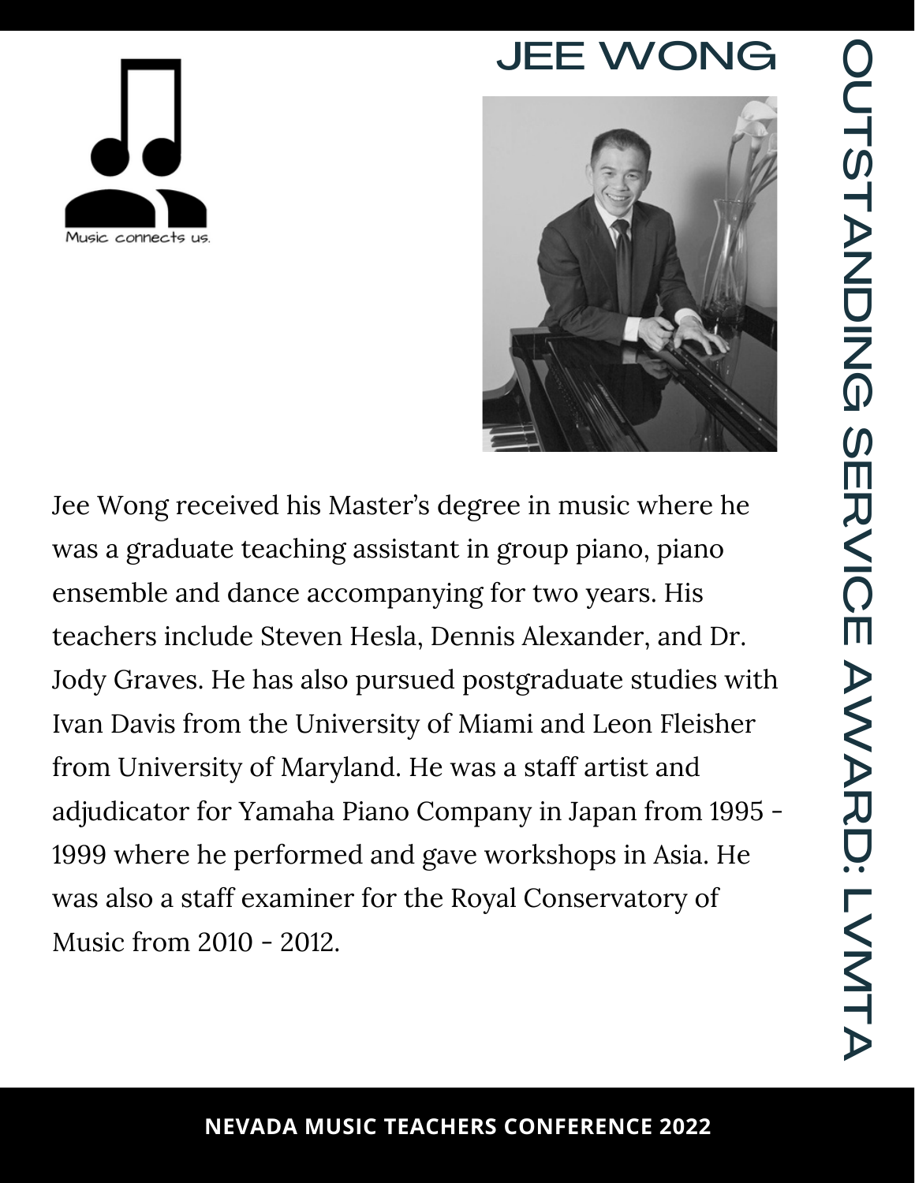# JEE WONG

## OUTSTANDING SERVICE AWARD: LVMTA

Music connects us.

Jee Wong received his Master's degree in music where he was a graduate teaching assistant in group piano, piano ensemble and dance accompanying for two years. His teachers include Steven Hesla, Dennis Alexander, and Dr. Jody Graves. He has also pursued postgraduate studies with Ivan Davis from the University of Miami and Leon Fleisher from University of Maryland. He was a staff artist and adjudicator for Yamaha Piano Company in Japan from 1995 - 1999 where he performed and gave workshops in Asia. He was also a staff examiner for the Royal Conservatory of Music from 2010 - 2012.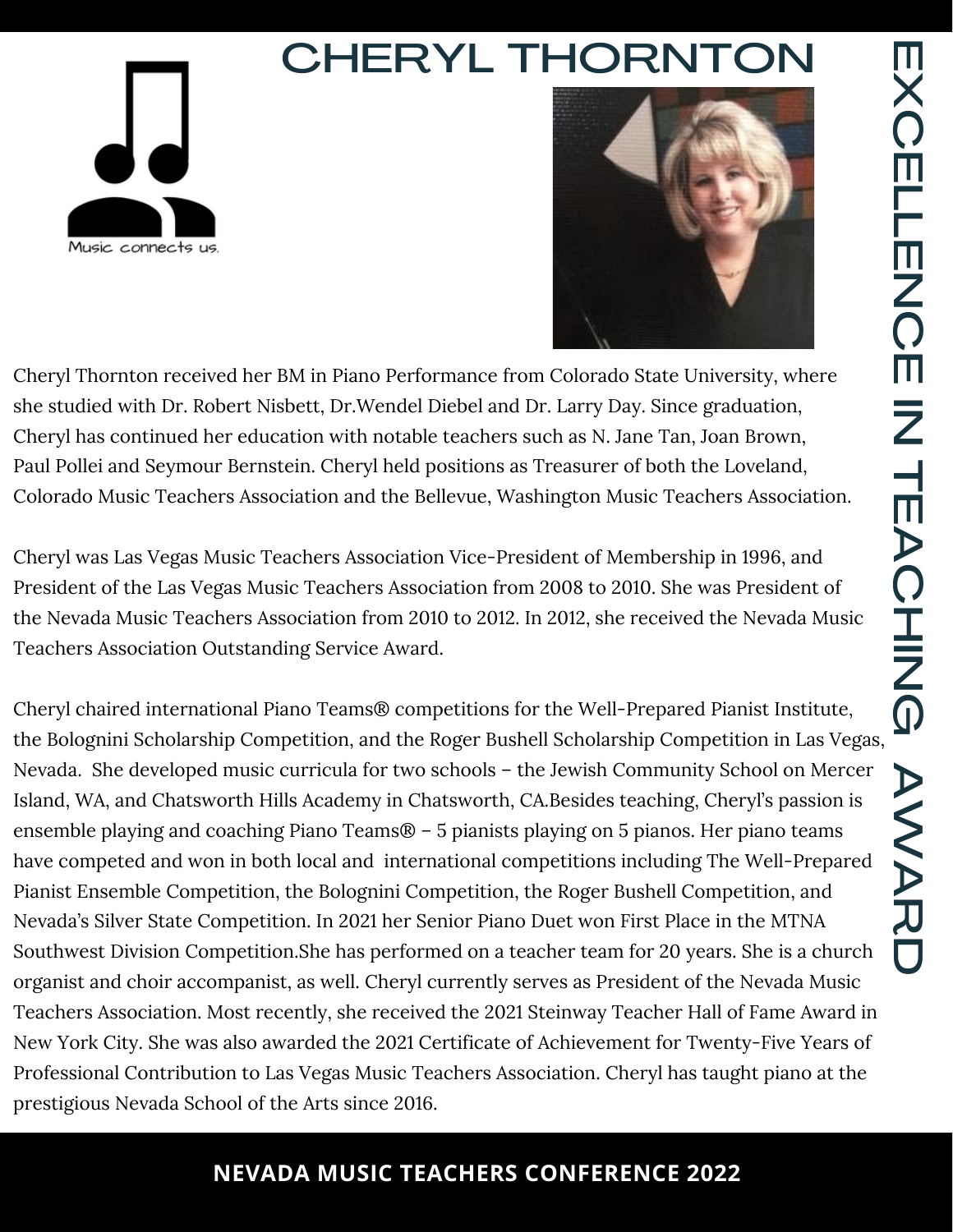# CHERYL THORNTON

Music connects us.

EXCELLENCE IN TEACHING AWARD

Cheryl Thornton received her BM in Piano Performance from Colorado State University, where she studied with Dr. Robert Nisbett, Dr.Wendel Diebel and Dr. Larry Day. Since graduation, Cheryl has continued her education with notable teachers such as N. Jane Tan, Joan Brown, Paul Pollei and Seymour Bernstein. Cheryl held positions as Treasurer of both the Loveland, Colorado Music Teachers Association and the Bellevue, Washington Music Teachers Association.

Cheryl was Las Vegas Music Teachers Association Vice-President of Membership in 1996, and President of the Las Vegas Music Teachers Association from 2008 to 2010. She was President of the Nevada Music Teachers Association from 2010 to 2012. In 2012, she received the Nevada Music Teachers Association Outstanding Service Award.

Cheryl chaired international Piano Teams® competitions for the Well-Prepared Pianist Institute, the Bolognini Scholarship Competition, and the Roger Bushell Scholarship Competition in Las Vegas, Nevada. She developed music curricula for two schools – the Jewish Community School on Mercer Island, WA, and Chatsworth Hills Academy in Chatsworth, CA.Besides teaching, Cheryl's passion is ensemble playing and coaching Piano Teams® – 5 pianists playing on 5 pianos. Her piano teams have competed and won in both local and international competitions including The Well-Prepared Pianist Ensemble Competition, the Bolognini Competition, the Roger Bushell Competition, and Nevada's Silver State Competition. In 2021 her Senior Piano Duet won First Place in the MTNA Southwest Division Competition.She has performed on a teacher team for 20 years. She is a church organist and choir accompanist, as well. Cheryl currently serves as President of the Nevada Music Teachers Association. Most recently, she received the 2021 Steinway Teacher Hall of Fame Award in New York City. She was also awarded the 2021 Certificate of Achievement for Twenty-Five Years of Professional Contribution to Las Vegas Music Teachers Association. Cheryl has taught piano at the prestigious Nevada School of the Arts since 2016.

**NEVADA MUSIC TEACHERS CONFERENCE 2022**